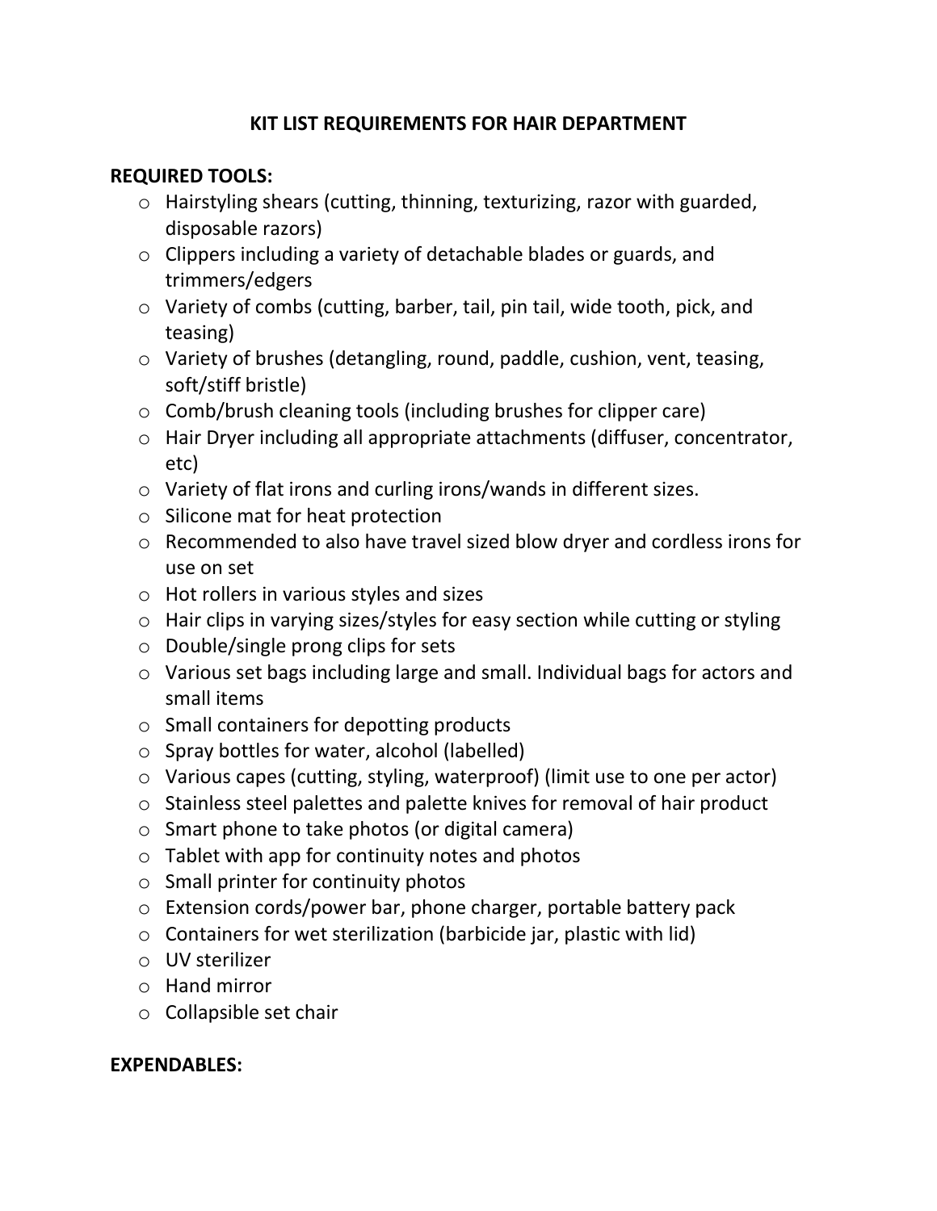# KIT LIST REQUIREMENTS FOR HAIR DEPARTMENT

## REQUIRED TOOLS:

- Hairstyling shears (cutting, thinning, texturizing, razor with guarded, disposable razors)
- Clippers including a variety of detachable blades or guards, and trimmers/edgers
- Variety of combs (cutting, barber, tail, pin tail, wide tooth, pick, and teasing)
- Variety of brushes (detangling, round, paddle, cushion, vent, teasing, soft/stiff bristle)
- Comb/brush cleaning tools (including brushes for clipper care)
- Hair Dryer including all appropriate attachments (diffuser, concentrator, etc)
- Variety of flat irons and curling irons/wands in different sizes.
- Silicone mat for heat protection
- Recommended to also have travel sized blow dryer and cordless irons for use on set
- Hot rollers in various styles and sizes
- Hair clips in varying sizes/styles for easy section while cutting or styling
- Double/single prong clips for sets
- Various set bags including large and small. Individual bags for actors and small items
- Small containers for depotting products
- Spray bottles for water, alcohol (labelled)
- Various capes (cutting, styling, waterproof) (limit use to one per actor)
- Stainless steel palettes and palette knives for removal of hair product
- Smart phone to take photos (or digital camera)
- Tablet with app for continuity notes and photos
- Small printer for continuity photos
- Extension cords/power bar, phone charger, portable battery pack
- Containers for wet sterilization (barbicide jar, plastic with lid)
- UV sterilizer
- Hand mirror
- Collapsible set chair

## EXPENDABLES: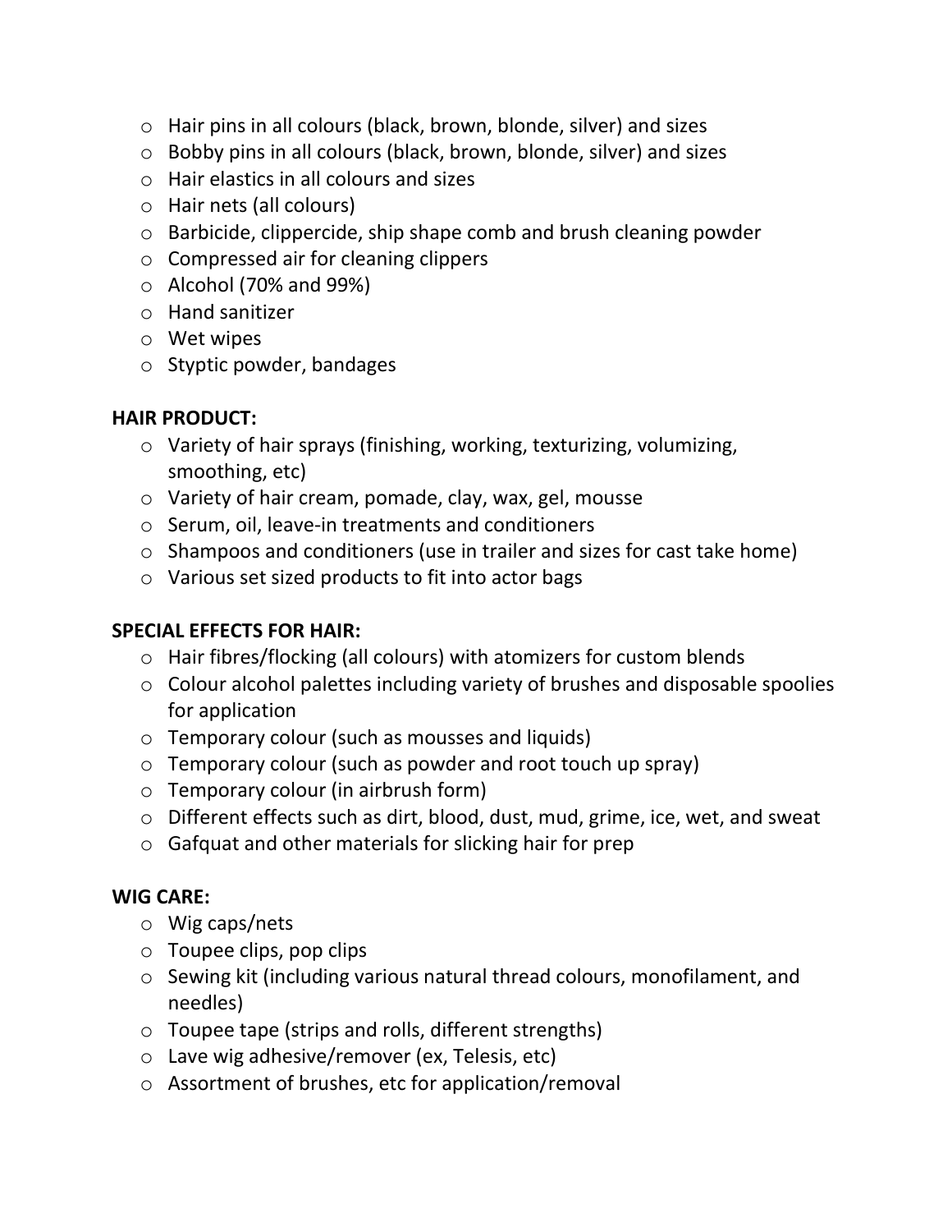- Hair pins in all colours (black, brown, blonde, silver) and sizes
- Bobby pins in all colours (black, brown, blonde, silver) and sizes
- Hair elastics in all colours and sizes
- Hair nets (all colours)
- Barbicide, clippercide, ship shape comb and brush cleaning powder
- Compressed air for cleaning clippers
- Alcohol (70% and 99%)
- Hand sanitizer
- Wet wipes
- Styptic powder, bandages

**HAIR PRODUCT:**

- Variety of hair sprays (finishing, working, texturizing, volumizing, smoothing, etc)
- Variety of hair cream, pomade, clay, wax, gel, mousse
- Serum, oil, leave-in treatments and conditioners
- Shampoos and conditioners (use in trailer and sizes for cast take home)
- Various set sized products to fit into actor bags

**SPECIAL EFFECTS FOR HAIR:**

- Hair fibres/flocking (all colours) with atomizers for custom blends
- Colour alcohol palettes including variety of brushes and disposable spoolies for application
- Temporary colour (such as mousses and liquids)
- Temporary colour (such as powder and root touch up spray)
- Temporary colour (in airbrush form)
- Different effects such as dirt, blood, dust, mud, grime, ice, wet, and sweat
- Gafquat and other materials for slicking hair for prep

**WIG CARE:**

- Wig caps/nets
- Toupee clips, pop clips
- Sewing kit (including various natural thread colours, monofilament, and needles)
- Toupee tape (strips and rolls, different strengths)
- Lave wig adhesive/remover (ex, Telesis, etc)
- Assortment of brushes, etc for application/removal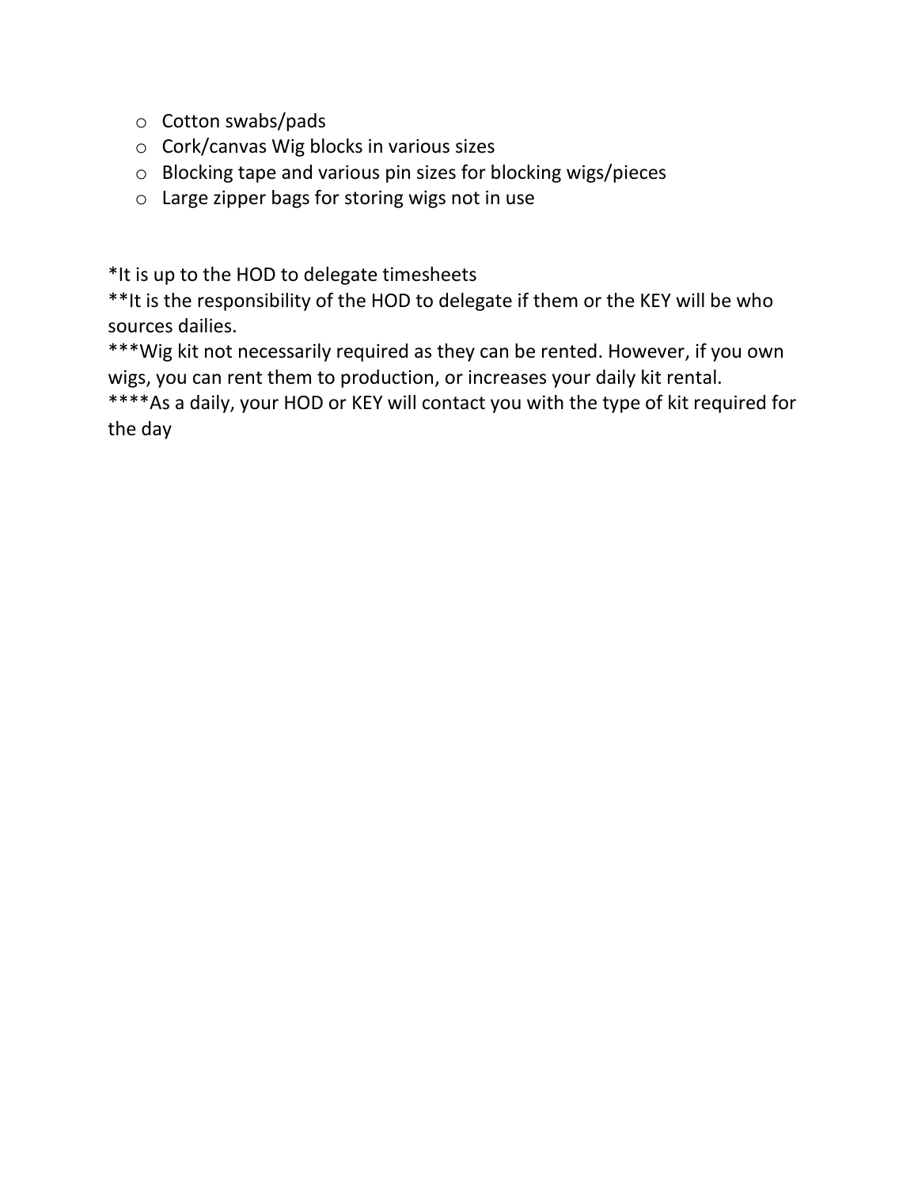- Cotton swabs/pads
- Cork/canvas Wig blocks in various sizes
- Blocking tape and various pin sizes for blocking wigs/pieces
- Large zipper bags for storing wigs not in use

*It is up to the HOD to delegate timesheets

**It is the responsibility of the HOD to delegate if them or the KEY will be who sources dailies.

***Wig kit not necessarily required as they can be rented. However, if you own wigs, you can rent them to production, or increases your daily kit rental.

****As a daily, your HOD or KEY will contact you with the type of kit required for the day